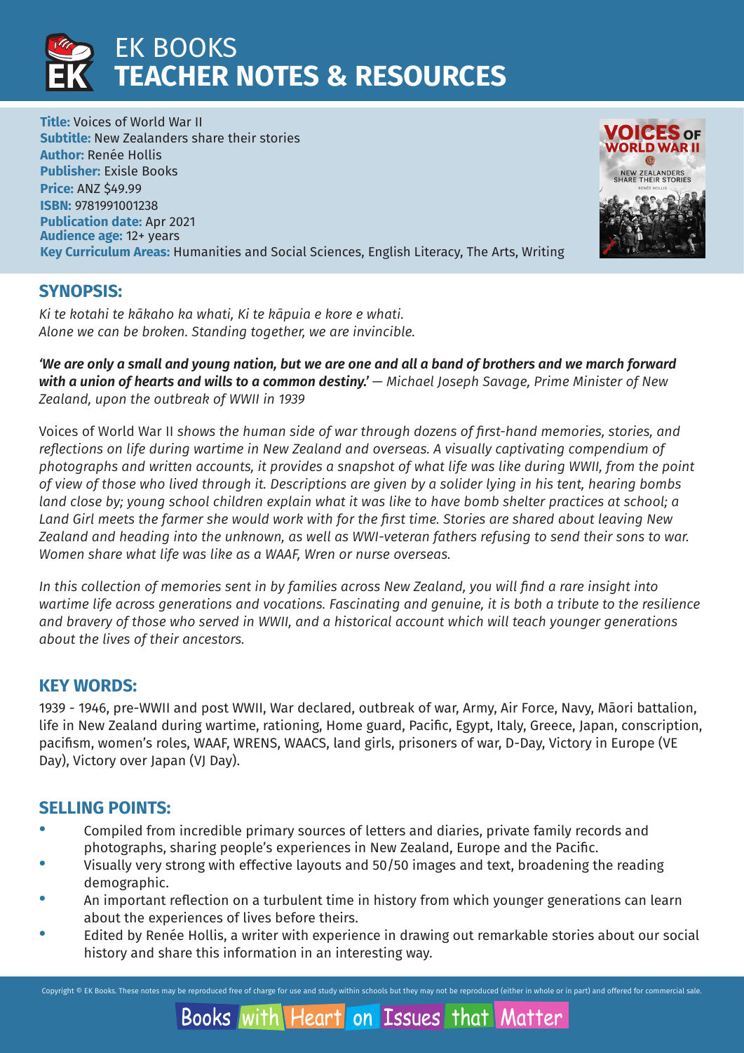# EK BOOKS
# TEACHER NOTES & RESOURCES

**Title:** Voices of World War II
**Subtitle:** New Zealanders share their stories
**Author:** Renée Hollis
**Publisher:** Exisle Books
**Price:** ANZ $49.99
**ISBN:** 9781991001238
**Publication date:** Apr 2021
**Audience age:** 12+ years
**Key Curriculum Areas:** Humanities and Social Sciences, English Literacy, The Arts, Writing

## SYNOPSIS:

*Ki te kotahi te kākaho ka whati, Ki te kāpuia e kore e whati.*
*Alone we can be broken. Standing together, we are invincible.*

***'We are only a small and young nation, but we are one and all a band of brothers and we march forward with a union of hearts and wills to a common destiny.'*** *— Michael Joseph Savage, Prime Minister of New Zealand, upon the outbreak of WWII in 1939*

Voices of World War II *shows the human side of war through dozens of first-hand memories, stories, and reflections on life during wartime in New Zealand and overseas. A visually captivating compendium of photographs and written accounts, it provides a snapshot of what life was like during WWII, from the point of view of those who lived through it. Descriptions are given by a solider lying in his tent, hearing bombs land close by; young school children explain what it was like to have bomb shelter practices at school; a Land Girl meets the farmer she would work with for the first time. Stories are shared about leaving New Zealand and heading into the unknown, as well as WWI-veteran fathers refusing to send their sons to war. Women share what life was like as a WAAF, Wren or nurse overseas.*

*In this collection of memories sent in by families across New Zealand, you will find a rare insight into wartime life across generations and vocations. Fascinating and genuine, it is both a tribute to the resilience and bravery of those who served in WWII, and a historical account which will teach younger generations about the lives of their ancestors.*

## KEY WORDS:

1939 - 1946, pre-WWII and post WWII, War declared, outbreak of war, Army, Air Force, Navy, Māori battalion, life in New Zealand during wartime, rationing, Home guard, Pacific, Egypt, Italy, Greece, Japan, conscription, pacifism, women's roles, WAAF, WRENS, WAACS, land girls, prisoners of war, D-Day, Victory in Europe (VE Day), Victory over Japan (VJ Day).

## SELLING POINTS:

- Compiled from incredible primary sources of letters and diaries, private family records and photographs, sharing people's experiences in New Zealand, Europe and the Pacific.
- Visually very strong with effective layouts and 50/50 images and text, broadening the reading demographic.
- An important reflection on a turbulent time in history from which younger generations can learn about the experiences of lives before theirs.
- Edited by Renée Hollis, a writer with experience in drawing out remarkable stories about our social history and share this information in an interesting way.

Copyright © EK Books. These notes may be reproduced free of charge for use and study within schools but they may not be reproduced (either in whole or in part) and offered for commercial sale.

Books with Heart on Issues that Matter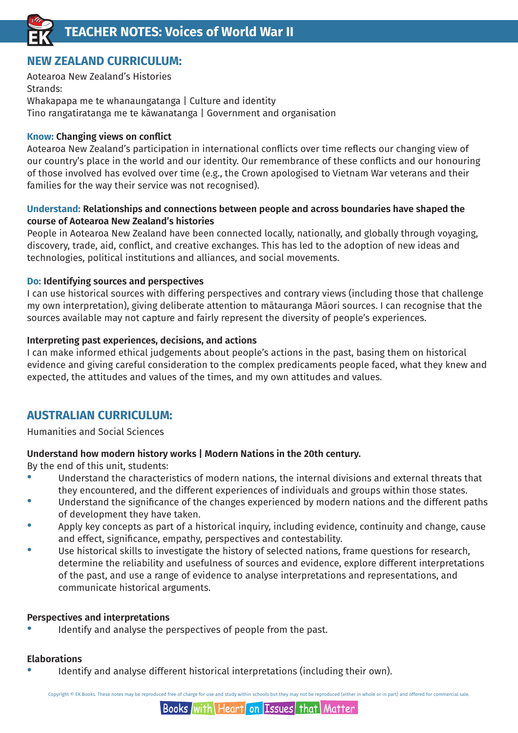## NEW ZEALAND CURRICULUM:

Aotearoa New Zealand's Histories
Strands:
Whakapapa me te whanaungatanga | Culture and identity
Tino rangatiratanga me te kāwanatanga | Government and organisation

**Know: Changing views on conflict**
Aotearoa New Zealand's participation in international conflicts over time reflects our changing view of our country's place in the world and our identity. Our remembrance of these conflicts and our honouring of those involved has evolved over time (e.g., the Crown apologised to Vietnam War veterans and their families for the way their service was not recognised).

**Understand: Relationships and connections between people and across boundaries have shaped the course of Aotearoa New Zealand's histories**
People in Aotearoa New Zealand have been connected locally, nationally, and globally through voyaging, discovery, trade, aid, conflict, and creative exchanges. This has led to the adoption of new ideas and technologies, political institutions and alliances, and social movements.

**Do: Identifying sources and perspectives**
I can use historical sources with differing perspectives and contrary views (including those that challenge my own interpretation), giving deliberate attention to mātauranga Māori sources. I can recognise that the sources available may not capture and fairly represent the diversity of people's experiences.

**Interpreting past experiences, decisions, and actions**
I can make informed ethical judgements about people's actions in the past, basing them on historical evidence and giving careful consideration to the complex predicaments people faced, what they knew and expected, the attitudes and values of the times, and my own attitudes and values.

## AUSTRALIAN CURRICULUM:

Humanities and Social Sciences

**Understand how modern history works | Modern Nations in the 20th century.**
By the end of this unit, students:

- Understand the characteristics of modern nations, the internal divisions and external threats that they encountered, and the different experiences of individuals and groups within those states.
- Understand the significance of the changes experienced by modern nations and the different paths of development they have taken.
- Apply key concepts as part of a historical inquiry, including evidence, continuity and change, cause and effect, significance, empathy, perspectives and contestability.
- Use historical skills to investigate the history of selected nations, frame questions for research, determine the reliability and usefulness of sources and evidence, explore different interpretations of the past, and use a range of evidence to analyse interpretations and representations, and communicate historical arguments.

**Perspectives and interpretations**

- Identify and analyse the perspectives of people from the past.

**Elaborations**

- Identify and analyse different historical interpretations (including their own).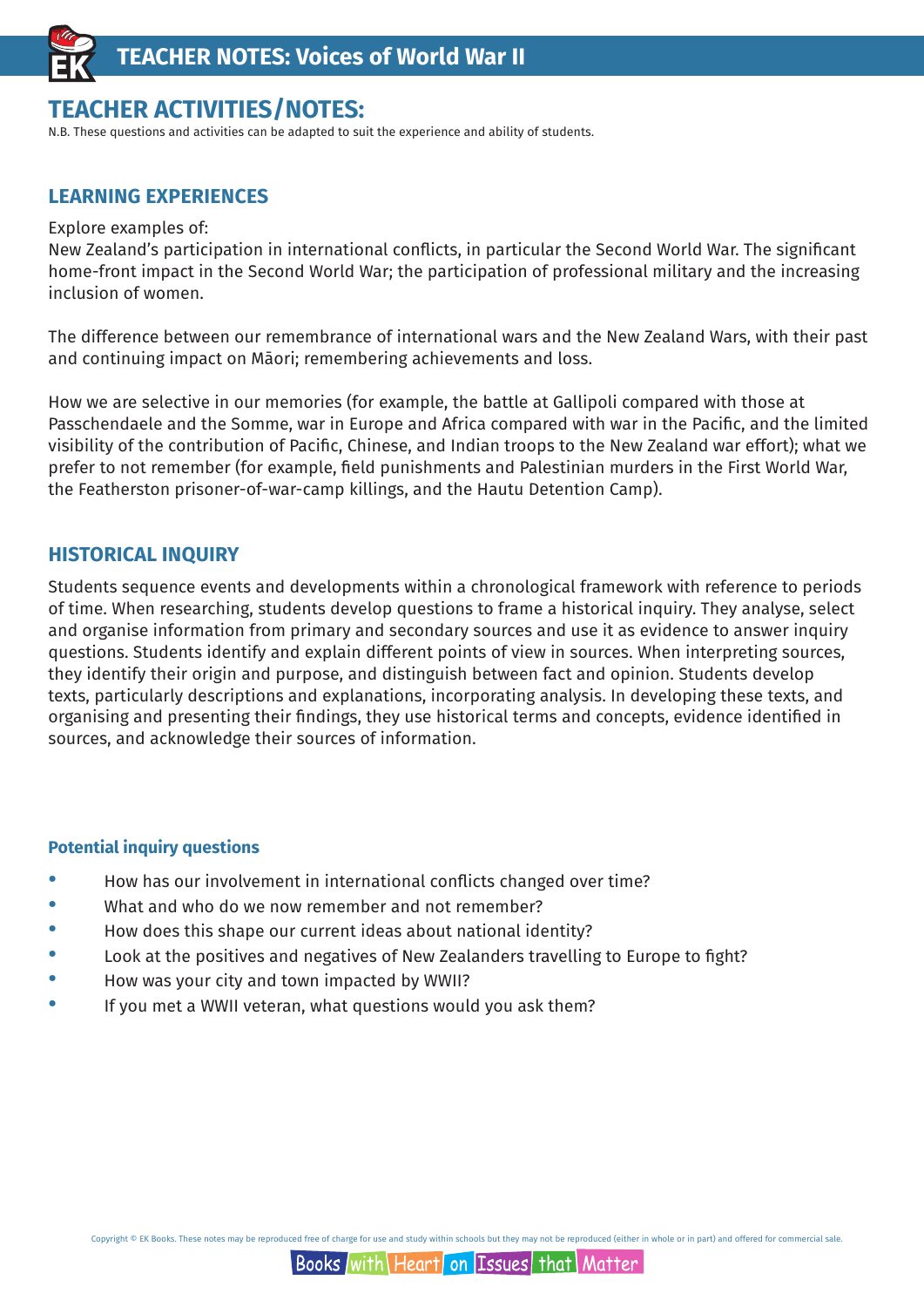# TEACHER ACTIVITIES/NOTES:

N.B. These questions and activities can be adapted to suit the experience and ability of students.

## LEARNING EXPERIENCES

Explore examples of:
New Zealand's participation in international conflicts, in particular the Second World War. The significant home-front impact in the Second World War; the participation of professional military and the increasing inclusion of women.

The difference between our remembrance of international wars and the New Zealand Wars, with their past and continuing impact on Māori; remembering achievements and loss.

How we are selective in our memories (for example, the battle at Gallipoli compared with those at Passchendaele and the Somme, war in Europe and Africa compared with war in the Pacific, and the limited visibility of the contribution of Pacific, Chinese, and Indian troops to the New Zealand war effort); what we prefer to not remember (for example, field punishments and Palestinian murders in the First World War, the Featherston prisoner-of-war-camp killings, and the Hautu Detention Camp).

## HISTORICAL INQUIRY

Students sequence events and developments within a chronological framework with reference to periods of time. When researching, students develop questions to frame a historical inquiry. They analyse, select and organise information from primary and secondary sources and use it as evidence to answer inquiry questions. Students identify and explain different points of view in sources. When interpreting sources, they identify their origin and purpose, and distinguish between fact and opinion. Students develop texts, particularly descriptions and explanations, incorporating analysis. In developing these texts, and organising and presenting their findings, they use historical terms and concepts, evidence identified in sources, and acknowledge their sources of information.

### Potential inquiry questions

- How has our involvement in international conflicts changed over time?
- What and who do we now remember and not remember?
- How does this shape our current ideas about national identity?
- Look at the positives and negatives of New Zealanders travelling to Europe to fight?
- How was your city and town impacted by WWII?
- If you met a WWII veteran, what questions would you ask them?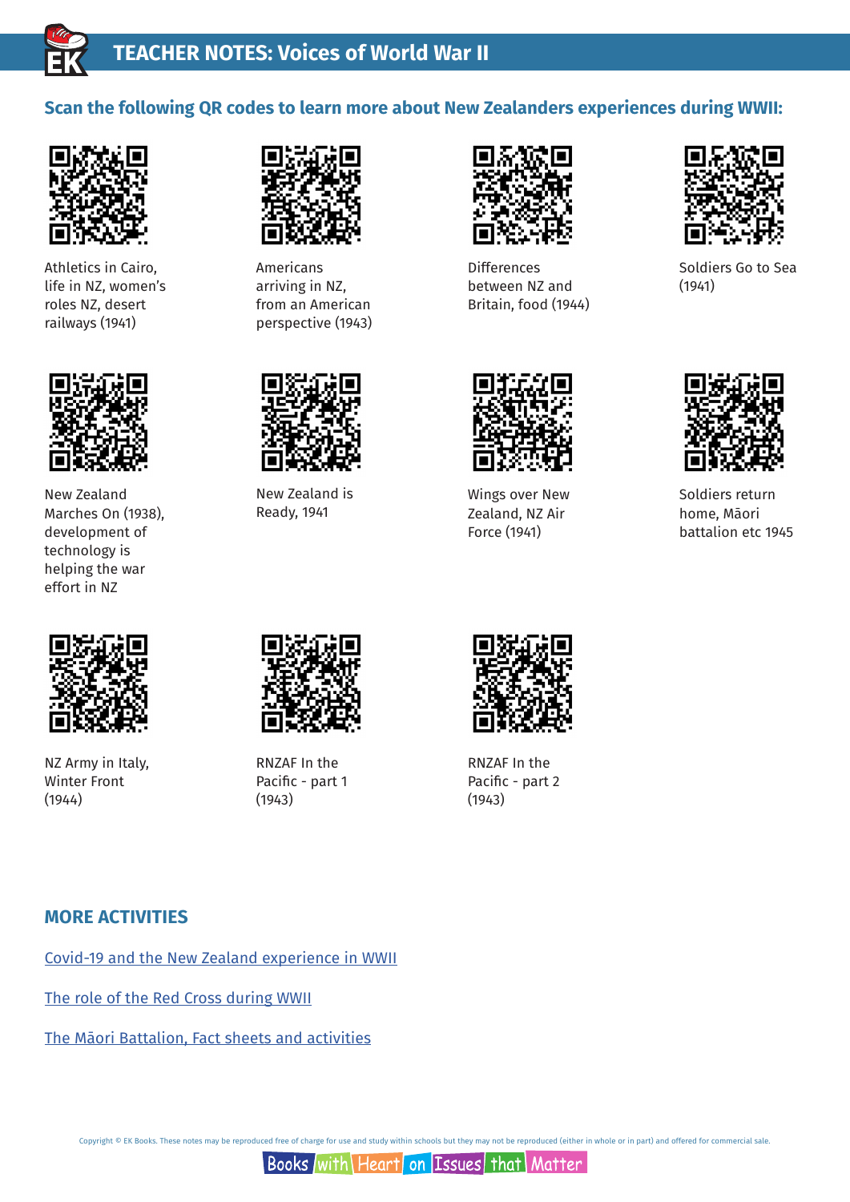# TEACHER NOTES: Voices of World War II

## Scan the following QR codes to learn more about New Zealanders experiences during WWII:

- Athletics in Cairo, life in NZ, women's roles NZ, desert railways (1941)
- Americans arriving in NZ, from an American perspective (1943)
- Differences between NZ and Britain, food (1944)
- Soldiers Go to Sea (1941)
- New Zealand Marches On (1938), development of technology is helping the war effort in NZ
- New Zealand is Ready, 1941
- Wings over New Zealand, NZ Air Force (1941)
- Soldiers return home, Māori battalion etc 1945
- NZ Army in Italy, Winter Front (1944)
- RNZAF In the Pacific - part 1 (1943)
- RNZAF In the Pacific - part 2 (1943)

## MORE ACTIVITIES

Covid-19 and the New Zealand experience in WWII

The role of the Red Cross during WWII

The Māori Battalion, Fact sheets and activities

Copyright © EK Books. These notes may be reproduced free of charge for use and study within schools but they may not be reproduced (either in whole or in part) and offered for commercial sale.

Books with Heart on Issues that Matter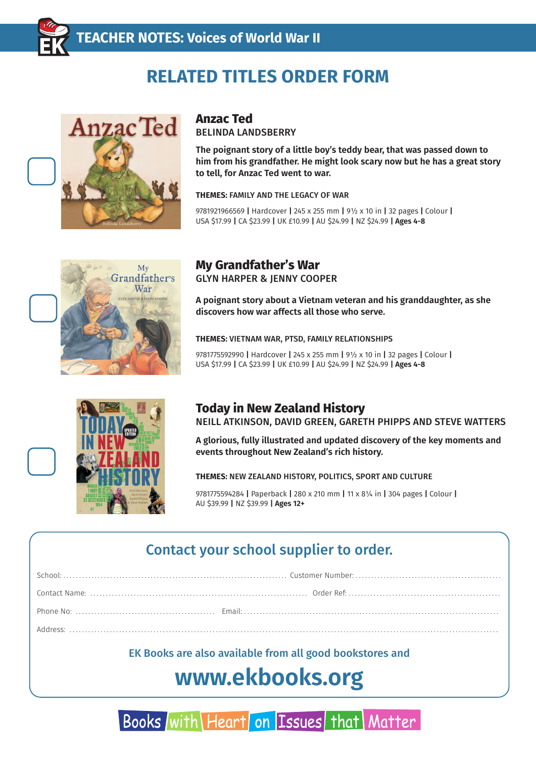# RELATED TITLES ORDER FORM

## Anzac Ted

BELINDA LANDSBERRY

**The poignant story of a little boy's teddy bear, that was passed down to him from his grandfather. He might look scary now but he has a great story to tell, for Anzac Ted went to war.**

**THEMES:** FAMILY AND THE LEGACY OF WAR

9781921966569 | Hardcover | 245 x 255 mm | 9½ x 10 in | 32 pages | Colour | USA $17.99 | CA $23.99 | UK £10.99 | AU $24.99 | NZ $24.99 | **Ages 4-8**

## My Grandfather's War

GLYN HARPER & JENNY COOPER

**A poignant story about a Vietnam veteran and his granddaughter, as she discovers how war affects all those who serve.**

**THEMES:** VIETNAM WAR, PTSD, FAMILY RELATIONSHIPS

9781775592990 | Hardcover | 245 x 255 mm | 9½ x 10 in | 32 pages | Colour | USA $17.99 | CA $23.99 | UK £10.99 | AU $24.99 | NZ $24.99 | **Ages 4-8**

## Today in New Zealand History

NEILL ATKINSON, DAVID GREEN, GARETH PHIPPS AND STEVE WATTERS

**A glorious, fully illustrated and updated discovery of the key moments and events throughout New Zealand's rich history.**

**THEMES:** NEW ZEALAND HISTORY, POLITICS, SPORT AND CULTURE

9781775594284 | Paperback | 280 x 210 mm | 11 x 8¼ in | 304 pages | Colour | AU $39.99 | NZ $39.99 | **Ages 12+**

## Contact your school supplier to order.

School: ........................................ Customer Number: ........................................

Contact Name: ........................................ Order Ref: ........................................

Phone No: ........................................ Email: ........................................

Address: ........................................

EK Books are also available from all good bookstores and

**www.ekbooks.org**

Books with Heart on Issues that Matter